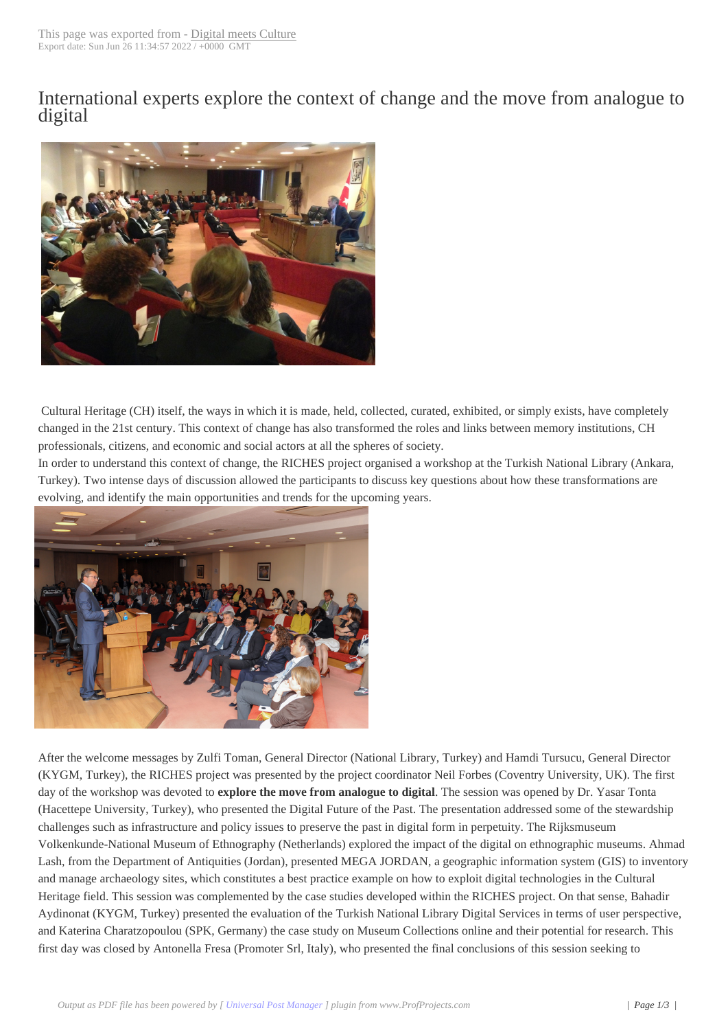# International experts explore the context of change and the move from analogue to digital

Cultural Heritage (CH) itself, the ways in which it is made, held, collected, curated, exhibited, or simply exists, have completely changed in the 21st century. This context of change has also transformed the roles and links between memory institutions, CH professionals, citizens, and economic and social actors at all the spheres of society.

In order to understand this context of change, the RICHES project organised a workshop at the Turkish National Library (Ankara, Turkey). Two intense days of discussion allowed the participants to discuss key questions about how these transformations are evolving, and identify the main opportunities and trends for the upcoming years.

After the welcome messages by Zulfi Toman, General Director (National Library, Turkey) and Hamdi Tursucu, General Director (KYGM, Turkey), the RICHES project was presented by the project coordinator Neil Forbes (Coventry University, UK). The first day of the workshop was devoted to **explore the move from analogue to digital**. The session was opened by Dr. Yasar Tonta (Hacettepe University, Turkey), who presented the Digital Future of the Past. The presentation addressed some of the stewardship challenges such as infrastructure and policy issues to preserve the past in digital form in perpetuity. The Rijksmuseum Volkenkunde-National Museum of Ethnography (Netherlands) explored the impact of the digital on ethnographic museums. Ahmad Lash, from the Department of Antiquities (Jordan), presented MEGA JORDAN, a geographic information system (GIS) to inventory and manage archaeology sites, which constitutes a best practice example on how to exploit digital technologies in the Cultural Heritage field. This session was complemented by the case studies developed within the RICHES project. On that sense, Bahadir Aydinonat (KYGM, Turkey) presented the evaluation of the Turkish National Library Digital Services in terms of user perspective, and Katerina Charatzopoulou (SPK, Germany) the case study on Museum Collections online and their potential for research. This first day was closed by Antonella Fresa (Promoter Srl, Italy), who presented the final conclusions of this session seeking to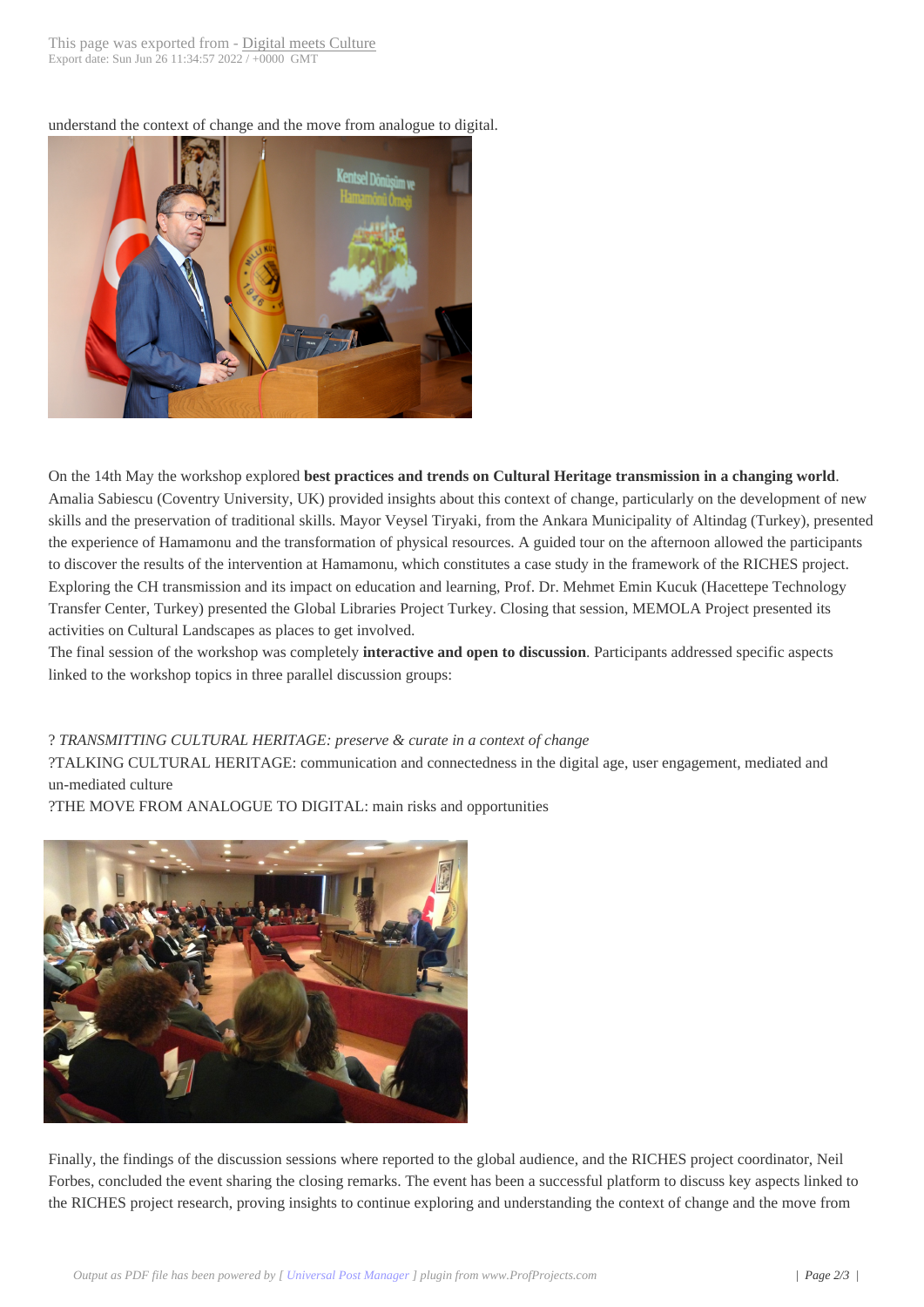understand the context of change and the move from analogue to digital.

On the 14th May the workshop explored **best practices and trends on Cultural Heritage transmission in a changing world**. Amalia Sabiescu (Coventry University, UK) provided insights about this context of change, particularly on the development of new skills and the preservation of traditional skills. Mayor Veysel Tiryaki, from the Ankara Municipality of Altindag (Turkey), presented the experience of Hamamonu and the transformation of physical resources. A guided tour on the afternoon allowed the participants to discover the results of the intervention at Hamamonu, which constitutes a case study in the framework of the RICHES project. Exploring the CH transmission and its impact on education and learning, Prof. Dr. Mehmet Emin Kucuk (Hacettepe Technology Transfer Center, Turkey) presented the Global Libraries Project Turkey. Closing that session, MEMOLA Project presented its activities on Cultural Landscapes as places to get involved.

The final session of the workshop was completely **interactive and open to discussion**. Participants addressed specific aspects linked to the workshop topics in three parallel discussion groups:

? *TRANSMITTING CULTURAL HERITAGE: preserve & curate in a context of change*

?TALKING CULTURAL HERITAGE: communication and connectedness in the digital age, user engagement, mediated and un-mediated culture

?THE MOVE FROM ANALOGUE TO DIGITAL: main risks and opportunities

Finally, the findings of the discussion sessions where reported to the global audience, and the RICHES project coordinator, Neil Forbes, concluded the event sharing the closing remarks. The event has been a successful platform to discuss key aspects linked to the RICHES project research, proving insights to continue exploring and understanding the context of change and the move from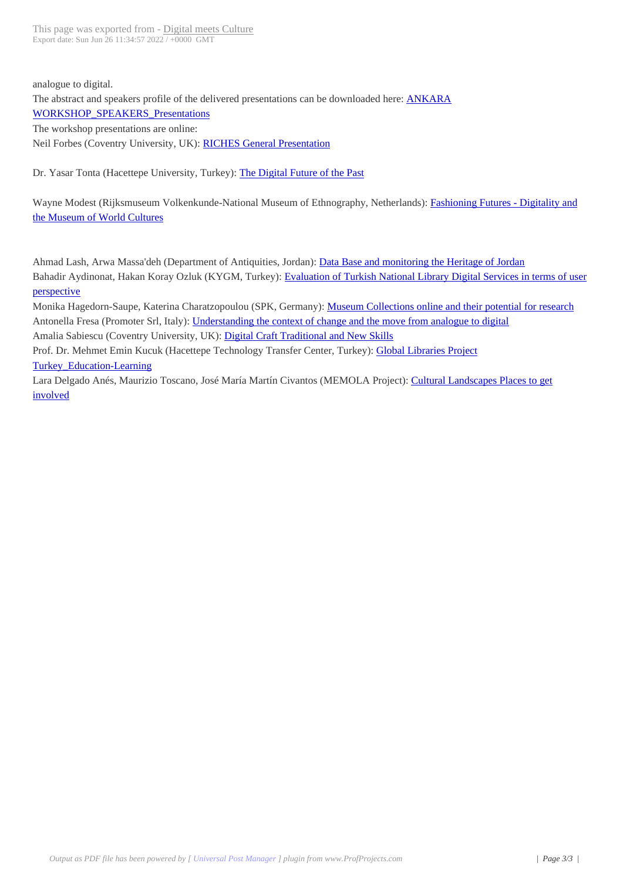analogue to digital.

The abstract and speakers profile of the delivered presentations can be downloaded here: ANKARA WORKSHOP_SPEAKERS_Presentations

The workshop presentations are online:

Neil Forbes (Coventry University, UK): RICHES General Presentation

Dr. Yasar Tonta (Hacettepe University, Turkey): The Digital Future of the Past

Wayne Modest (Rijksmuseum Volkenkunde-National Museum of Ethnography, Netherlands): Fashioning Futures - Digitality and the Museum of World Cultures

Ahmad Lash, Arwa Massa'deh (Department of Antiquities, Jordan): Data Base and monitoring the Heritage of Jordan

Bahadir Aydinonat, Hakan Koray Ozluk (KYGM, Turkey): Evaluation of Turkish National Library Digital Services in terms of user perspective

Monika Hagedorn-Saupe, Katerina Charatzopoulou (SPK, Germany): Museum Collections online and their potential for research

Antonella Fresa (Promoter Srl, Italy): Understanding the context of change and the move from analogue to digital

Amalia Sabiescu (Coventry University, UK): Digital Craft Traditional and New Skills

Prof. Dr. Mehmet Emin Kucuk (Hacettepe Technology Transfer Center, Turkey): Global Libraries Project Turkey_Education-Learning

Lara Delgado Anés, Maurizio Toscano, José María Martín Civantos (MEMOLA Project): Cultural Landscapes Places to get involved